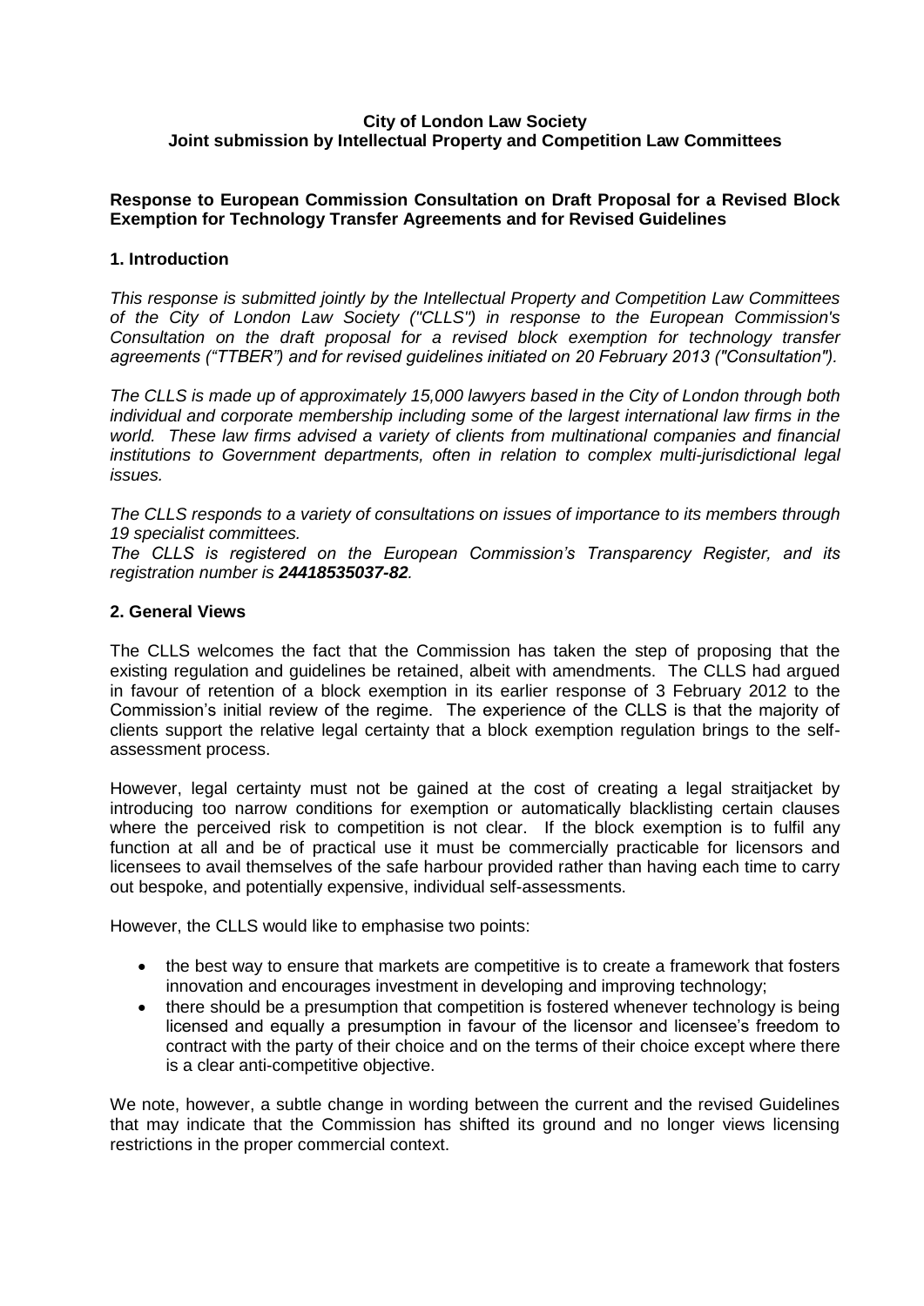**City of London Law Society**
**Joint submission by Intellectual Property and Competition Law Committees**

**Response to European Commission Consultation on Draft Proposal for a Revised Block Exemption for Technology Transfer Agreements and for Revised Guidelines**

## 1. Introduction

*This response is submitted jointly by the Intellectual Property and Competition Law Committees of the City of London Law Society ("CLLS") in response to the European Commission's Consultation on the draft proposal for a revised block exemption for technology transfer agreements ("TTBER") and for revised guidelines initiated on 20 February 2013 ("Consultation").*

*The CLLS is made up of approximately 15,000 lawyers based in the City of London through both individual and corporate membership including some of the largest international law firms in the world. These law firms advised a variety of clients from multinational companies and financial institutions to Government departments, often in relation to complex multi-jurisdictional legal issues.*

*The CLLS responds to a variety of consultations on issues of importance to its members through 19 specialist committees.*

*The CLLS is registered on the European Commission's Transparency Register, and its registration number is **24418535037-82**.*

## 2. General Views

The CLLS welcomes the fact that the Commission has taken the step of proposing that the existing regulation and guidelines be retained, albeit with amendments. The CLLS had argued in favour of retention of a block exemption in its earlier response of 3 February 2012 to the Commission's initial review of the regime. The experience of the CLLS is that the majority of clients support the relative legal certainty that a block exemption regulation brings to the self-assessment process.

However, legal certainty must not be gained at the cost of creating a legal straitjacket by introducing too narrow conditions for exemption or automatically blacklisting certain clauses where the perceived risk to competition is not clear. If the block exemption is to fulfil any function at all and be of practical use it must be commercially practicable for licensors and licensees to avail themselves of the safe harbour provided rather than having each time to carry out bespoke, and potentially expensive, individual self-assessments.

However, the CLLS would like to emphasise two points:

- the best way to ensure that markets are competitive is to create a framework that fosters innovation and encourages investment in developing and improving technology;
- there should be a presumption that competition is fostered whenever technology is being licensed and equally a presumption in favour of the licensor and licensee's freedom to contract with the party of their choice and on the terms of their choice except where there is a clear anti-competitive objective.

We note, however, a subtle change in wording between the current and the revised Guidelines that may indicate that the Commission has shifted its ground and no longer views licensing restrictions in the proper commercial context.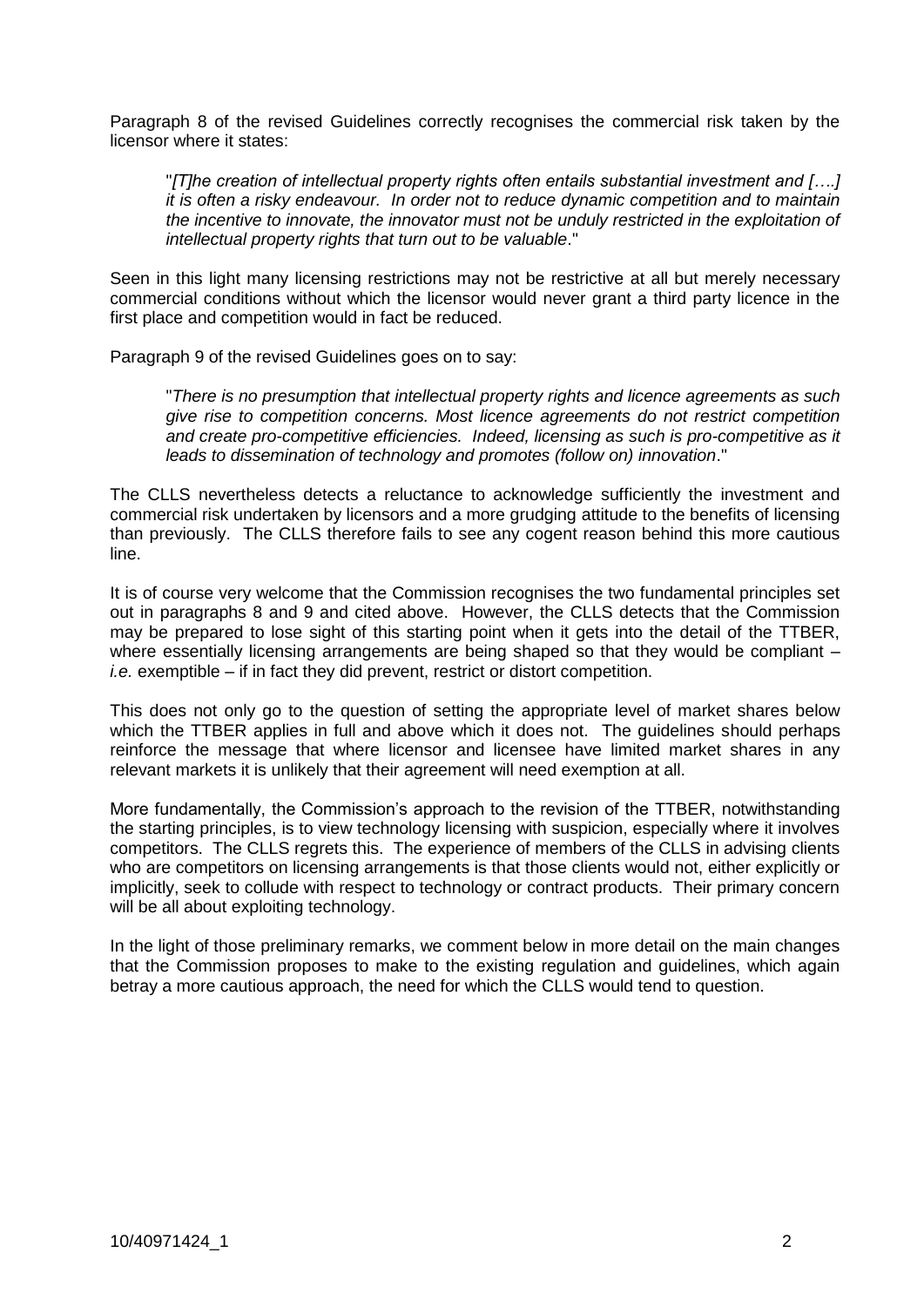Paragraph 8 of the revised Guidelines correctly recognises the commercial risk taken by the licensor where it states:

> "*[T]he creation of intellectual property rights often entails substantial investment and [….] it is often a risky endeavour. In order not to reduce dynamic competition and to maintain the incentive to innovate, the innovator must not be unduly restricted in the exploitation of intellectual property rights that turn out to be valuable*."

Seen in this light many licensing restrictions may not be restrictive at all but merely necessary commercial conditions without which the licensor would never grant a third party licence in the first place and competition would in fact be reduced.

Paragraph 9 of the revised Guidelines goes on to say:

> "*There is no presumption that intellectual property rights and licence agreements as such give rise to competition concerns. Most licence agreements do not restrict competition and create pro-competitive efficiencies. Indeed, licensing as such is pro-competitive as it leads to dissemination of technology and promotes (follow on) innovation*."

The CLLS nevertheless detects a reluctance to acknowledge sufficiently the investment and commercial risk undertaken by licensors and a more grudging attitude to the benefits of licensing than previously. The CLLS therefore fails to see any cogent reason behind this more cautious line.

It is of course very welcome that the Commission recognises the two fundamental principles set out in paragraphs 8 and 9 and cited above. However, the CLLS detects that the Commission may be prepared to lose sight of this starting point when it gets into the detail of the TTBER, where essentially licensing arrangements are being shaped so that they would be compliant – *i.e.* exemptible – if in fact they did prevent, restrict or distort competition.

This does not only go to the question of setting the appropriate level of market shares below which the TTBER applies in full and above which it does not. The guidelines should perhaps reinforce the message that where licensor and licensee have limited market shares in any relevant markets it is unlikely that their agreement will need exemption at all.

More fundamentally, the Commission's approach to the revision of the TTBER, notwithstanding the starting principles, is to view technology licensing with suspicion, especially where it involves competitors. The CLLS regrets this. The experience of members of the CLLS in advising clients who are competitors on licensing arrangements is that those clients would not, either explicitly or implicitly, seek to collude with respect to technology or contract products. Their primary concern will be all about exploiting technology.

In the light of those preliminary remarks, we comment below in more detail on the main changes that the Commission proposes to make to the existing regulation and guidelines, which again betray a more cautious approach, the need for which the CLLS would tend to question.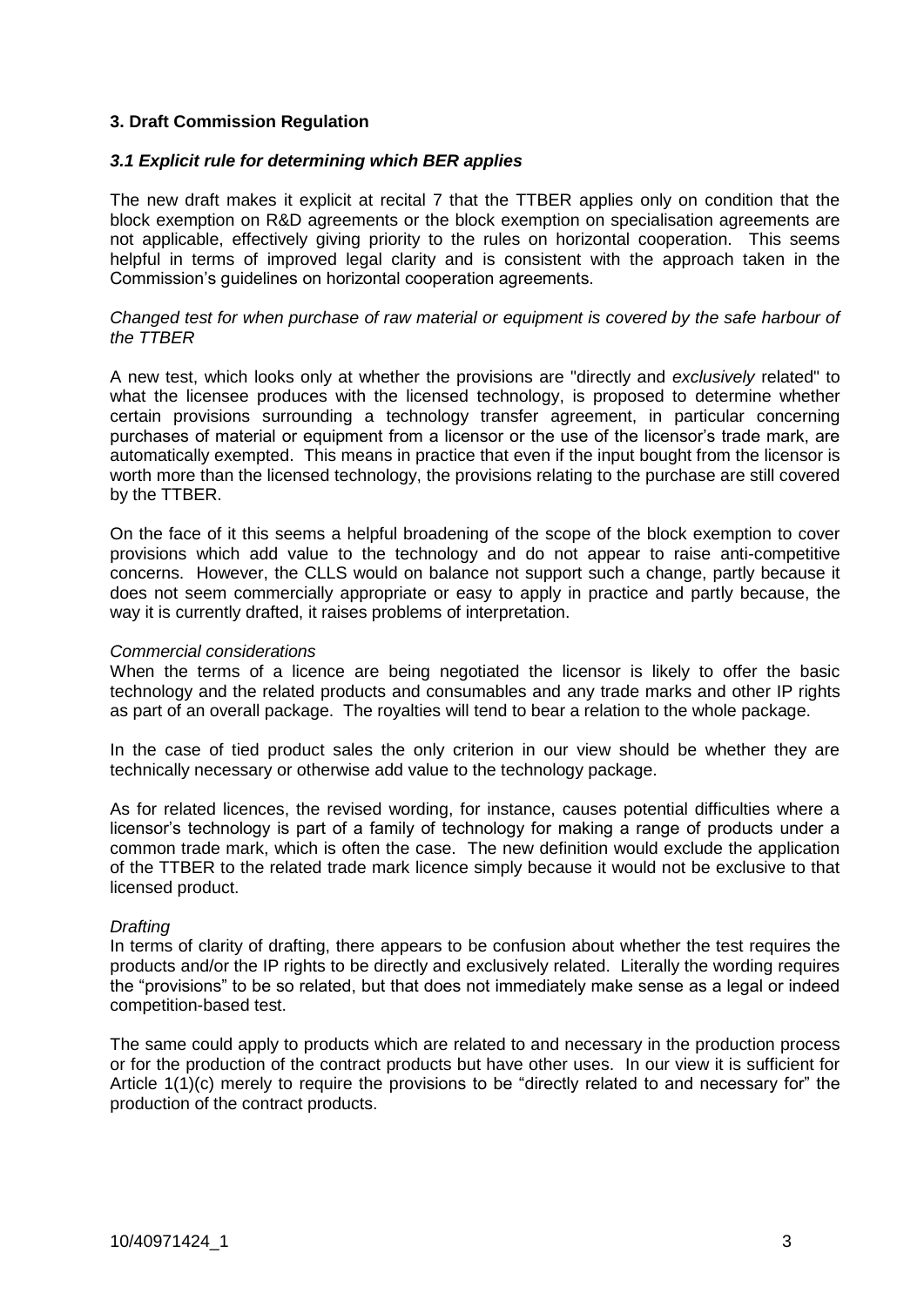## 3. Draft Commission Regulation

### *3.1 Explicit rule for determining which BER applies*

The new draft makes it explicit at recital 7 that the TTBER applies only on condition that the block exemption on R&D agreements or the block exemption on specialisation agreements are not applicable, effectively giving priority to the rules on horizontal cooperation. This seems helpful in terms of improved legal clarity and is consistent with the approach taken in the Commission's guidelines on horizontal cooperation agreements.

*Changed test for when purchase of raw material or equipment is covered by the safe harbour of the TTBER*

A new test, which looks only at whether the provisions are "directly and *exclusively* related" to what the licensee produces with the licensed technology, is proposed to determine whether certain provisions surrounding a technology transfer agreement, in particular concerning purchases of material or equipment from a licensor or the use of the licensor's trade mark, are automatically exempted. This means in practice that even if the input bought from the licensor is worth more than the licensed technology, the provisions relating to the purchase are still covered by the TTBER.

On the face of it this seems a helpful broadening of the scope of the block exemption to cover provisions which add value to the technology and do not appear to raise anti-competitive concerns. However, the CLLS would on balance not support such a change, partly because it does not seem commercially appropriate or easy to apply in practice and partly because, the way it is currently drafted, it raises problems of interpretation.

*Commercial considerations*

When the terms of a licence are being negotiated the licensor is likely to offer the basic technology and the related products and consumables and any trade marks and other IP rights as part of an overall package. The royalties will tend to bear a relation to the whole package.

In the case of tied product sales the only criterion in our view should be whether they are technically necessary or otherwise add value to the technology package.

As for related licences, the revised wording, for instance, causes potential difficulties where a licensor's technology is part of a family of technology for making a range of products under a common trade mark, which is often the case. The new definition would exclude the application of the TTBER to the related trade mark licence simply because it would not be exclusive to that licensed product.

*Drafting*

In terms of clarity of drafting, there appears to be confusion about whether the test requires the products and/or the IP rights to be directly and exclusively related. Literally the wording requires the "provisions" to be so related, but that does not immediately make sense as a legal or indeed competition-based test.

The same could apply to products which are related to and necessary in the production process or for the production of the contract products but have other uses. In our view it is sufficient for Article 1(1)(c) merely to require the provisions to be "directly related to and necessary for" the production of the contract products.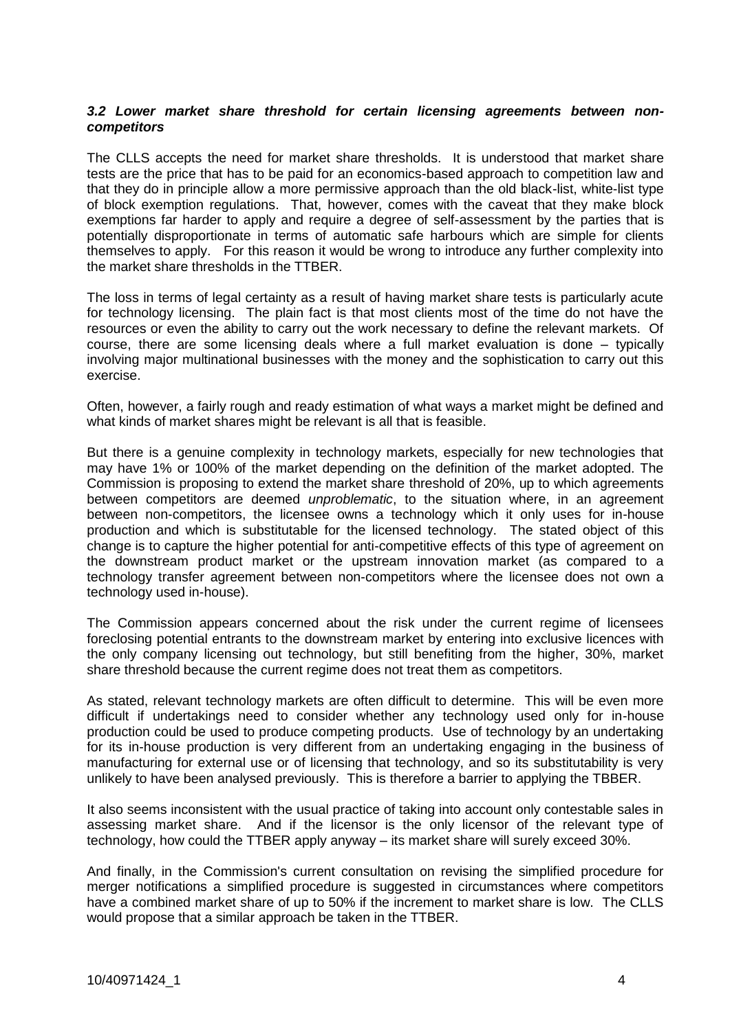### *3.2 Lower market share threshold for certain licensing agreements between non-competitors*

The CLLS accepts the need for market share thresholds. It is understood that market share tests are the price that has to be paid for an economics-based approach to competition law and that they do in principle allow a more permissive approach than the old black-list, white-list type of block exemption regulations. That, however, comes with the caveat that they make block exemptions far harder to apply and require a degree of self-assessment by the parties that is potentially disproportionate in terms of automatic safe harbours which are simple for clients themselves to apply. For this reason it would be wrong to introduce any further complexity into the market share thresholds in the TTBER.

The loss in terms of legal certainty as a result of having market share tests is particularly acute for technology licensing. The plain fact is that most clients most of the time do not have the resources or even the ability to carry out the work necessary to define the relevant markets. Of course, there are some licensing deals where a full market evaluation is done – typically involving major multinational businesses with the money and the sophistication to carry out this exercise.

Often, however, a fairly rough and ready estimation of what ways a market might be defined and what kinds of market shares might be relevant is all that is feasible.

But there is a genuine complexity in technology markets, especially for new technologies that may have 1% or 100% of the market depending on the definition of the market adopted. The Commission is proposing to extend the market share threshold of 20%, up to which agreements between competitors are deemed *unproblematic*, to the situation where, in an agreement between non-competitors, the licensee owns a technology which it only uses for in-house production and which is substitutable for the licensed technology. The stated object of this change is to capture the higher potential for anti-competitive effects of this type of agreement on the downstream product market or the upstream innovation market (as compared to a technology transfer agreement between non-competitors where the licensee does not own a technology used in-house).

The Commission appears concerned about the risk under the current regime of licensees foreclosing potential entrants to the downstream market by entering into exclusive licences with the only company licensing out technology, but still benefiting from the higher, 30%, market share threshold because the current regime does not treat them as competitors.

As stated, relevant technology markets are often difficult to determine. This will be even more difficult if undertakings need to consider whether any technology used only for in-house production could be used to produce competing products. Use of technology by an undertaking for its in-house production is very different from an undertaking engaging in the business of manufacturing for external use or of licensing that technology, and so its substitutability is very unlikely to have been analysed previously. This is therefore a barrier to applying the TBBER.

It also seems inconsistent with the usual practice of taking into account only contestable sales in assessing market share. And if the licensor is the only licensor of the relevant type of technology, how could the TTBER apply anyway – its market share will surely exceed 30%.

And finally, in the Commission's current consultation on revising the simplified procedure for merger notifications a simplified procedure is suggested in circumstances where competitors have a combined market share of up to 50% if the increment to market share is low. The CLLS would propose that a similar approach be taken in the TTBER.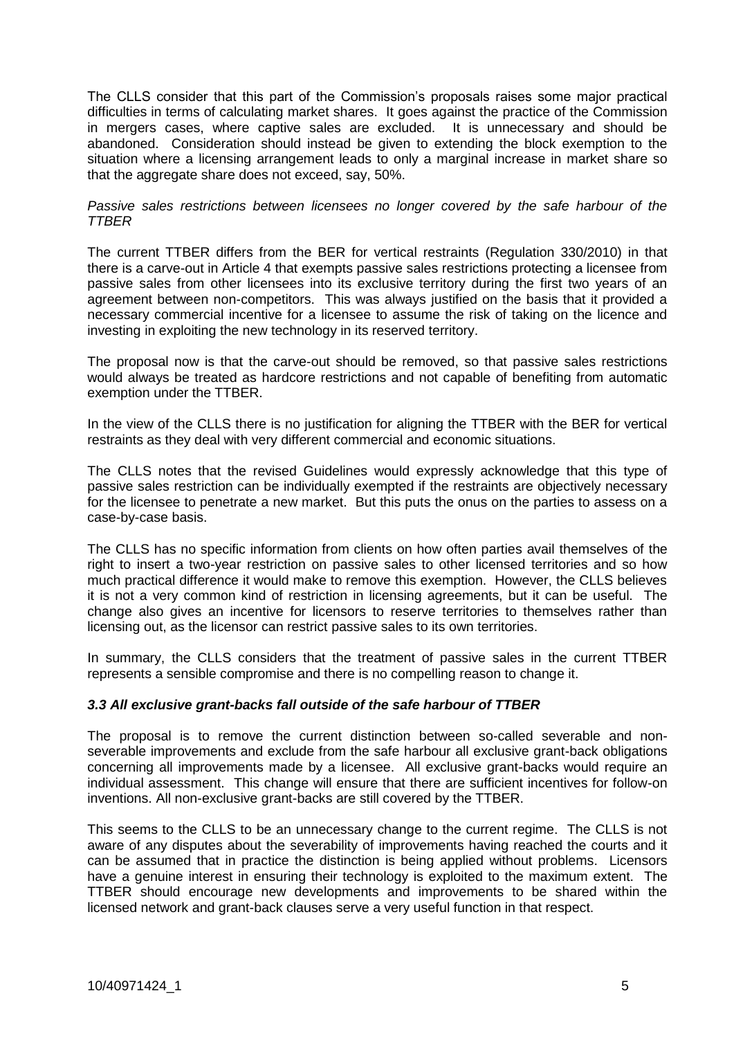The CLLS consider that this part of the Commission's proposals raises some major practical difficulties in terms of calculating market shares. It goes against the practice of the Commission in mergers cases, where captive sales are excluded. It is unnecessary and should be abandoned. Consideration should instead be given to extending the block exemption to the situation where a licensing arrangement leads to only a marginal increase in market share so that the aggregate share does not exceed, say, 50%.

*Passive sales restrictions between licensees no longer covered by the safe harbour of the TTBER*

The current TTBER differs from the BER for vertical restraints (Regulation 330/2010) in that there is a carve-out in Article 4 that exempts passive sales restrictions protecting a licensee from passive sales from other licensees into its exclusive territory during the first two years of an agreement between non-competitors. This was always justified on the basis that it provided a necessary commercial incentive for a licensee to assume the risk of taking on the licence and investing in exploiting the new technology in its reserved territory.

The proposal now is that the carve-out should be removed, so that passive sales restrictions would always be treated as hardcore restrictions and not capable of benefiting from automatic exemption under the TTBER.

In the view of the CLLS there is no justification for aligning the TTBER with the BER for vertical restraints as they deal with very different commercial and economic situations.

The CLLS notes that the revised Guidelines would expressly acknowledge that this type of passive sales restriction can be individually exempted if the restraints are objectively necessary for the licensee to penetrate a new market. But this puts the onus on the parties to assess on a case-by-case basis.

The CLLS has no specific information from clients on how often parties avail themselves of the right to insert a two-year restriction on passive sales to other licensed territories and so how much practical difference it would make to remove this exemption. However, the CLLS believes it is not a very common kind of restriction in licensing agreements, but it can be useful. The change also gives an incentive for licensors to reserve territories to themselves rather than licensing out, as the licensor can restrict passive sales to its own territories.

In summary, the CLLS considers that the treatment of passive sales in the current TTBER represents a sensible compromise and there is no compelling reason to change it.

### *3.3 All exclusive grant-backs fall outside of the safe harbour of TTBER*

The proposal is to remove the current distinction between so-called severable and non-severable improvements and exclude from the safe harbour all exclusive grant-back obligations concerning all improvements made by a licensee. All exclusive grant-backs would require an individual assessment. This change will ensure that there are sufficient incentives for follow-on inventions. All non-exclusive grant-backs are still covered by the TTBER.

This seems to the CLLS to be an unnecessary change to the current regime. The CLLS is not aware of any disputes about the severability of improvements having reached the courts and it can be assumed that in practice the distinction is being applied without problems. Licensors have a genuine interest in ensuring their technology is exploited to the maximum extent. The TTBER should encourage new developments and improvements to be shared within the licensed network and grant-back clauses serve a very useful function in that respect.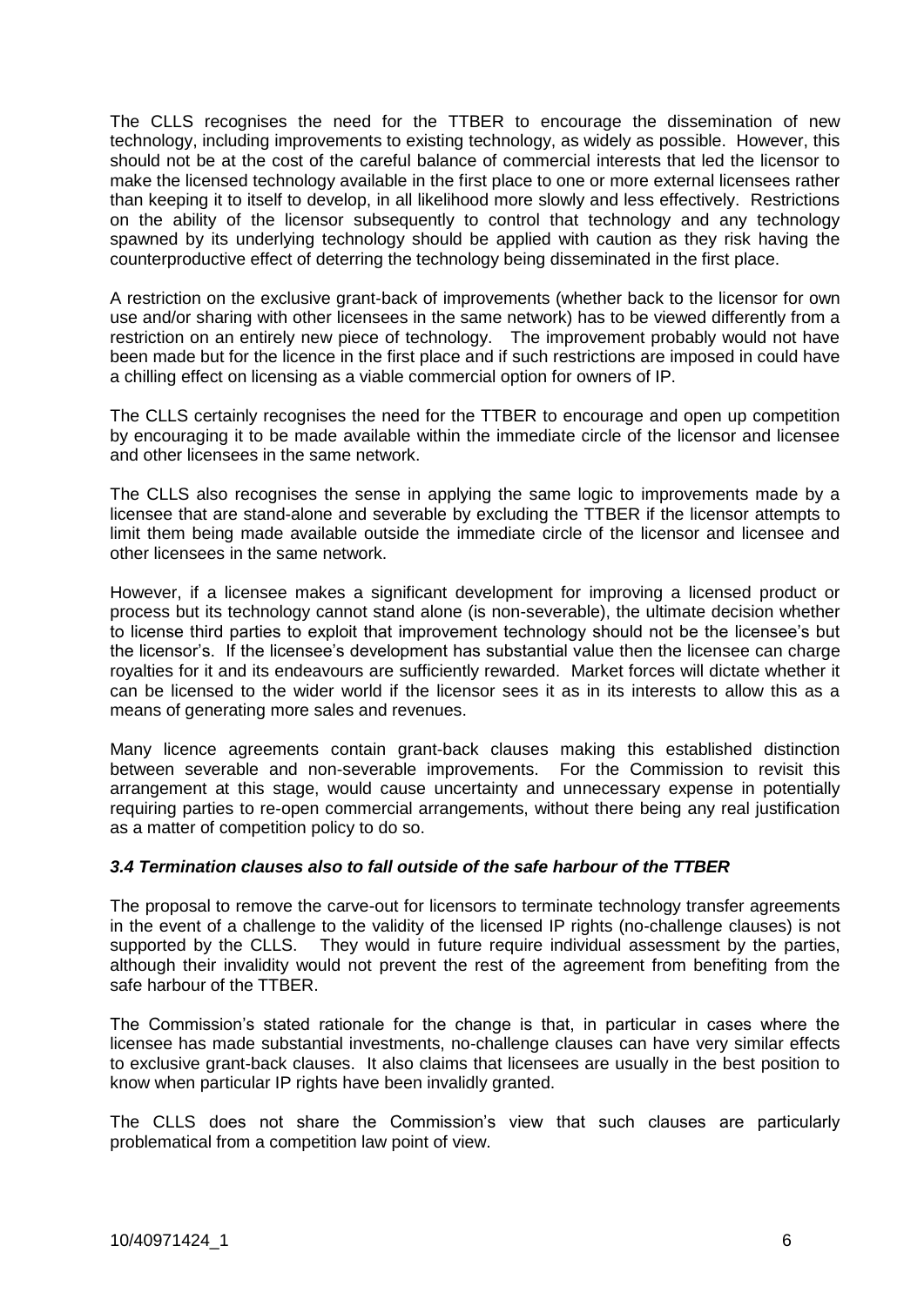The CLLS recognises the need for the TTBER to encourage the dissemination of new technology, including improvements to existing technology, as widely as possible. However, this should not be at the cost of the careful balance of commercial interests that led the licensor to make the licensed technology available in the first place to one or more external licensees rather than keeping it to itself to develop, in all likelihood more slowly and less effectively. Restrictions on the ability of the licensor subsequently to control that technology and any technology spawned by its underlying technology should be applied with caution as they risk having the counterproductive effect of deterring the technology being disseminated in the first place.

A restriction on the exclusive grant-back of improvements (whether back to the licensor for own use and/or sharing with other licensees in the same network) has to be viewed differently from a restriction on an entirely new piece of technology. The improvement probably would not have been made but for the licence in the first place and if such restrictions are imposed in could have a chilling effect on licensing as a viable commercial option for owners of IP.

The CLLS certainly recognises the need for the TTBER to encourage and open up competition by encouraging it to be made available within the immediate circle of the licensor and licensee and other licensees in the same network.

The CLLS also recognises the sense in applying the same logic to improvements made by a licensee that are stand-alone and severable by excluding the TTBER if the licensor attempts to limit them being made available outside the immediate circle of the licensor and licensee and other licensees in the same network.

However, if a licensee makes a significant development for improving a licensed product or process but its technology cannot stand alone (is non-severable), the ultimate decision whether to license third parties to exploit that improvement technology should not be the licensee's but the licensor's. If the licensee's development has substantial value then the licensee can charge royalties for it and its endeavours are sufficiently rewarded. Market forces will dictate whether it can be licensed to the wider world if the licensor sees it as in its interests to allow this as a means of generating more sales and revenues.

Many licence agreements contain grant-back clauses making this established distinction between severable and non-severable improvements. For the Commission to revisit this arrangement at this stage, would cause uncertainty and unnecessary expense in potentially requiring parties to re-open commercial arrangements, without there being any real justification as a matter of competition policy to do so.

### ***3.4 Termination clauses also to fall outside of the safe harbour of the TTBER***

The proposal to remove the carve-out for licensors to terminate technology transfer agreements in the event of a challenge to the validity of the licensed IP rights (no-challenge clauses) is not supported by the CLLS. They would in future require individual assessment by the parties, although their invalidity would not prevent the rest of the agreement from benefiting from the safe harbour of the TTBER.

The Commission's stated rationale for the change is that, in particular in cases where the licensee has made substantial investments, no-challenge clauses can have very similar effects to exclusive grant-back clauses. It also claims that licensees are usually in the best position to know when particular IP rights have been invalidly granted.

The CLLS does not share the Commission's view that such clauses are particularly problematical from a competition law point of view.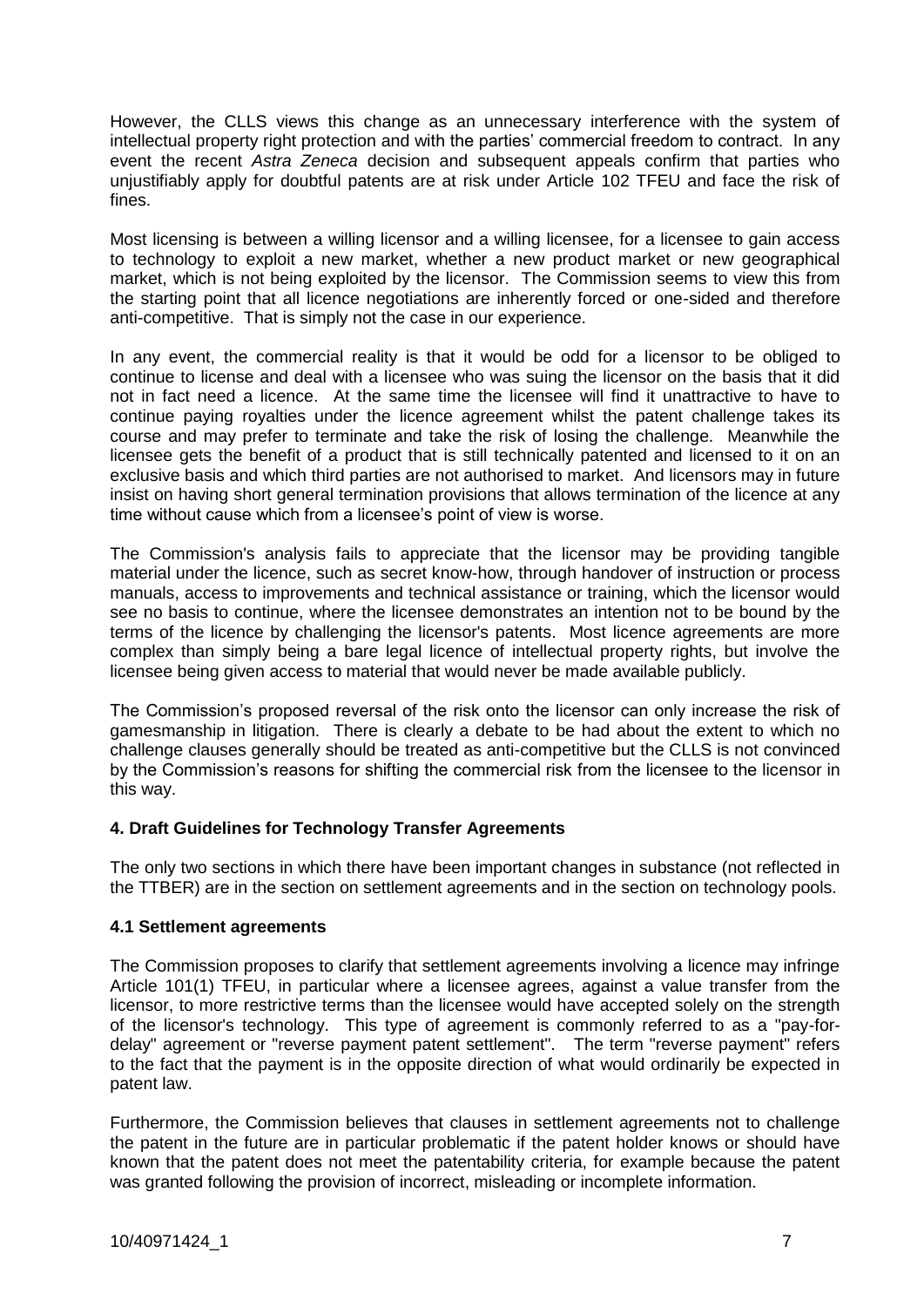However, the CLLS views this change as an unnecessary interference with the system of intellectual property right protection and with the parties' commercial freedom to contract. In any event the recent *Astra Zeneca* decision and subsequent appeals confirm that parties who unjustifiably apply for doubtful patents are at risk under Article 102 TFEU and face the risk of fines.

Most licensing is between a willing licensor and a willing licensee, for a licensee to gain access to technology to exploit a new market, whether a new product market or new geographical market, which is not being exploited by the licensor. The Commission seems to view this from the starting point that all licence negotiations are inherently forced or one-sided and therefore anti-competitive. That is simply not the case in our experience.

In any event, the commercial reality is that it would be odd for a licensor to be obliged to continue to license and deal with a licensee who was suing the licensor on the basis that it did not in fact need a licence. At the same time the licensee will find it unattractive to have to continue paying royalties under the licence agreement whilst the patent challenge takes its course and may prefer to terminate and take the risk of losing the challenge. Meanwhile the licensee gets the benefit of a product that is still technically patented and licensed to it on an exclusive basis and which third parties are not authorised to market. And licensors may in future insist on having short general termination provisions that allows termination of the licence at any time without cause which from a licensee's point of view is worse.

The Commission's analysis fails to appreciate that the licensor may be providing tangible material under the licence, such as secret know-how, through handover of instruction or process manuals, access to improvements and technical assistance or training, which the licensor would see no basis to continue, where the licensee demonstrates an intention not to be bound by the terms of the licence by challenging the licensor's patents. Most licence agreements are more complex than simply being a bare legal licence of intellectual property rights, but involve the licensee being given access to material that would never be made available publicly.

The Commission's proposed reversal of the risk onto the licensor can only increase the risk of gamesmanship in litigation. There is clearly a debate to be had about the extent to which no challenge clauses generally should be treated as anti-competitive but the CLLS is not convinced by the Commission's reasons for shifting the commercial risk from the licensee to the licensor in this way.

## 4. Draft Guidelines for Technology Transfer Agreements

The only two sections in which there have been important changes in substance (not reflected in the TTBER) are in the section on settlement agreements and in the section on technology pools.

### 4.1 Settlement agreements

The Commission proposes to clarify that settlement agreements involving a licence may infringe Article 101(1) TFEU, in particular where a licensee agrees, against a value transfer from the licensor, to more restrictive terms than the licensee would have accepted solely on the strength of the licensor's technology. This type of agreement is commonly referred to as a "pay-for-delay" agreement or "reverse payment patent settlement". The term "reverse payment" refers to the fact that the payment is in the opposite direction of what would ordinarily be expected in patent law.

Furthermore, the Commission believes that clauses in settlement agreements not to challenge the patent in the future are in particular problematic if the patent holder knows or should have known that the patent does not meet the patentability criteria, for example because the patent was granted following the provision of incorrect, misleading or incomplete information.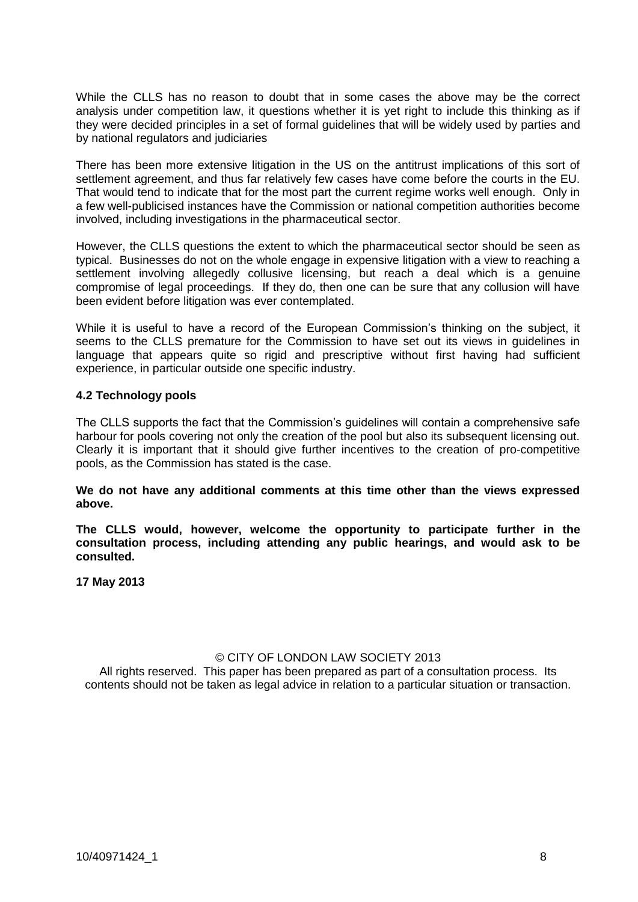While the CLLS has no reason to doubt that in some cases the above may be the correct analysis under competition law, it questions whether it is yet right to include this thinking as if they were decided principles in a set of formal guidelines that will be widely used by parties and by national regulators and judiciaries

There has been more extensive litigation in the US on the antitrust implications of this sort of settlement agreement, and thus far relatively few cases have come before the courts in the EU. That would tend to indicate that for the most part the current regime works well enough. Only in a few well-publicised instances have the Commission or national competition authorities become involved, including investigations in the pharmaceutical sector.

However, the CLLS questions the extent to which the pharmaceutical sector should be seen as typical. Businesses do not on the whole engage in expensive litigation with a view to reaching a settlement involving allegedly collusive licensing, but reach a deal which is a genuine compromise of legal proceedings. If they do, then one can be sure that any collusion will have been evident before litigation was ever contemplated.

While it is useful to have a record of the European Commission's thinking on the subject, it seems to the CLLS premature for the Commission to have set out its views in guidelines in language that appears quite so rigid and prescriptive without first having had sufficient experience, in particular outside one specific industry.

**4.2 Technology pools**

The CLLS supports the fact that the Commission's guidelines will contain a comprehensive safe harbour for pools covering not only the creation of the pool but also its subsequent licensing out. Clearly it is important that it should give further incentives to the creation of pro-competitive pools, as the Commission has stated is the case.

**We do not have any additional comments at this time other than the views expressed above.**

**The CLLS would, however, welcome the opportunity to participate further in the consultation process, including attending any public hearings, and would ask to be consulted.**

**17 May 2013**

© CITY OF LONDON LAW SOCIETY 2013

All rights reserved. This paper has been prepared as part of a consultation process. Its contents should not be taken as legal advice in relation to a particular situation or transaction.